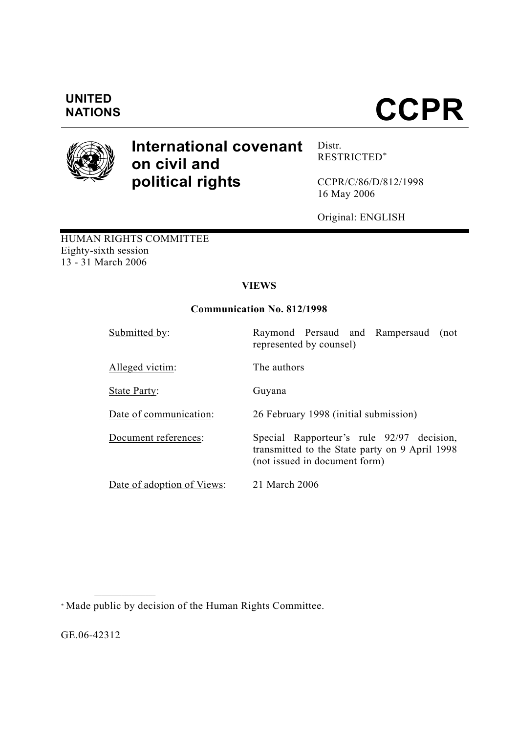UNITED NATIONS

# CCPR

## International covenant on civil and political rights

Distr.
RESTRICTED[*]

CCPR/C/86/D/812/1998
16 May 2006

Original: ENGLISH

HUMAN RIGHTS COMMITTEE
Eighty-sixth session
13 - 31 March 2006

### VIEWS

### Communication No. 812/1998

| | |
|---|---|
| Submitted by: | Raymond Persaud and Rampersaud (not represented by counsel) |
| Alleged victim: | The authors |
| State Party: | Guyana |
| Date of communication: | 26 February 1998 (initial submission) |
| Document references: | Special Rapporteur's rule 92/97 decision, transmitted to the State party on 9 April 1998 (not issued in document form) |
| Date of adoption of Views: | 21 March 2006 |

[*] Made public by decision of the Human Rights Committee.

GE.06-42312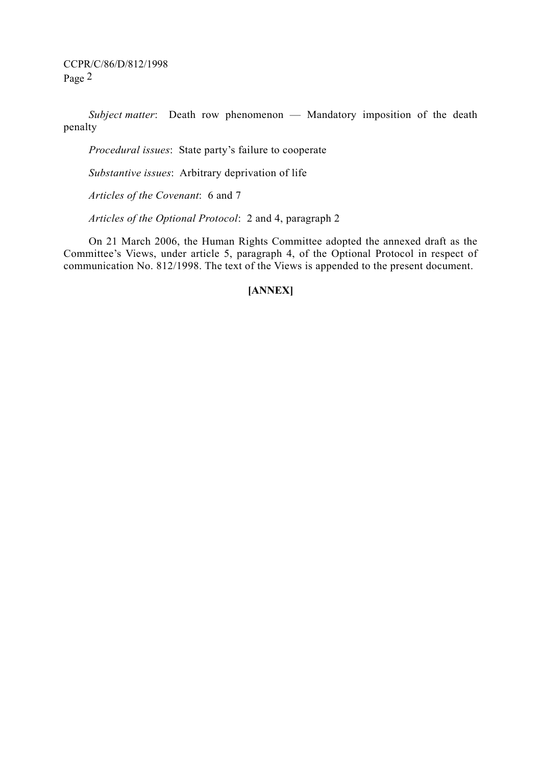*Subject matter*: Death row phenomenon — Mandatory imposition of the death penalty

*Procedural issues*: State party's failure to cooperate

*Substantive issues*: Arbitrary deprivation of life

*Articles of the Covenant*: 6 and 7

*Articles of the Optional Protocol*: 2 and 4, paragraph 2

On 21 March 2006, the Human Rights Committee adopted the annexed draft as the Committee's Views, under article 5, paragraph 4, of the Optional Protocol in respect of communication No. 812/1998. The text of the Views is appended to the present document.

**[ANNEX]**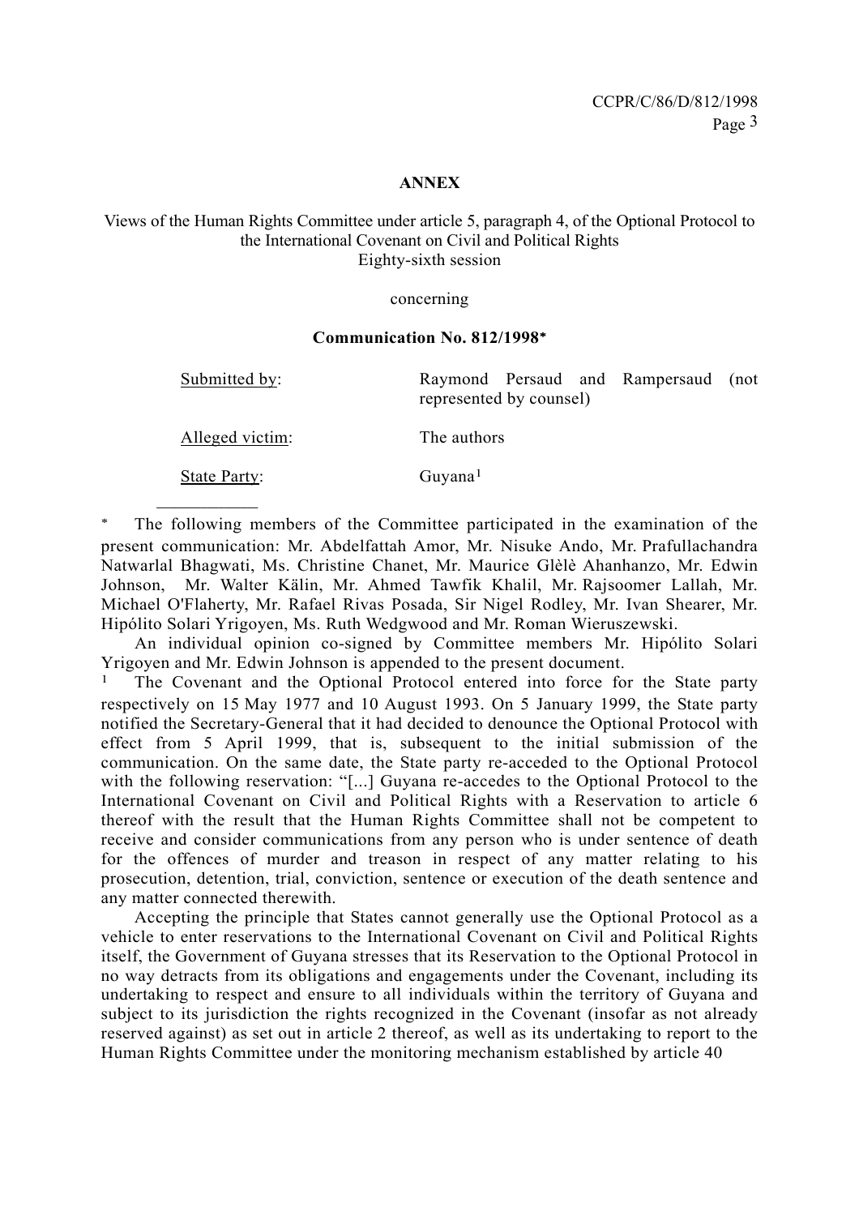**ANNEX**

Views of the Human Rights Committee under article 5, paragraph 4, of the Optional Protocol to the International Covenant on Civil and Political Rights
Eighty-sixth session

concerning

**Communication No. 812/1998***

| | |
|---|---|
| Submitted by: | Raymond Persaud and Rampersaud (not represented by counsel) |
| Alleged victim: | The authors |
| State Party: | Guyana[1] |

---

\* The following members of the Committee participated in the examination of the present communication: Mr. Abdelfattah Amor, Mr. Nisuke Ando, Mr. Prafullachandra Natwarlal Bhagwati, Ms. Christine Chanet, Mr. Maurice Glèlè Ahanhanzo, Mr. Edwin Johnson, Mr. Walter Kälin, Mr. Ahmed Tawfik Khalil, Mr. Rajsoomer Lallah, Mr. Michael O'Flaherty, Mr. Rafael Rivas Posada, Sir Nigel Rodley, Mr. Ivan Shearer, Mr. Hipólito Solari Yrigoyen, Ms. Ruth Wedgwood and Mr. Roman Wieruszewski.

An individual opinion co-signed by Committee members Mr. Hipólito Solari Yrigoyen and Mr. Edwin Johnson is appended to the present document.

[1] The Covenant and the Optional Protocol entered into force for the State party respectively on 15 May 1977 and 10 August 1993. On 5 January 1999, the State party notified the Secretary-General that it had decided to denounce the Optional Protocol with effect from 5 April 1999, that is, subsequent to the initial submission of the communication. On the same date, the State party re-acceded to the Optional Protocol with the following reservation: "[...] Guyana re-accedes to the Optional Protocol to the International Covenant on Civil and Political Rights with a Reservation to article 6 thereof with the result that the Human Rights Committee shall not be competent to receive and consider communications from any person who is under sentence of death for the offences of murder and treason in respect of any matter relating to his prosecution, detention, trial, conviction, sentence or execution of the death sentence and any matter connected therewith.

Accepting the principle that States cannot generally use the Optional Protocol as a vehicle to enter reservations to the International Covenant on Civil and Political Rights itself, the Government of Guyana stresses that its Reservation to the Optional Protocol in no way detracts from its obligations and engagements under the Covenant, including its undertaking to respect and ensure to all individuals within the territory of Guyana and subject to its jurisdiction the rights recognized in the Covenant (insofar as not already reserved against) as set out in article 2 thereof, as well as its undertaking to report to the Human Rights Committee under the monitoring mechanism established by article 40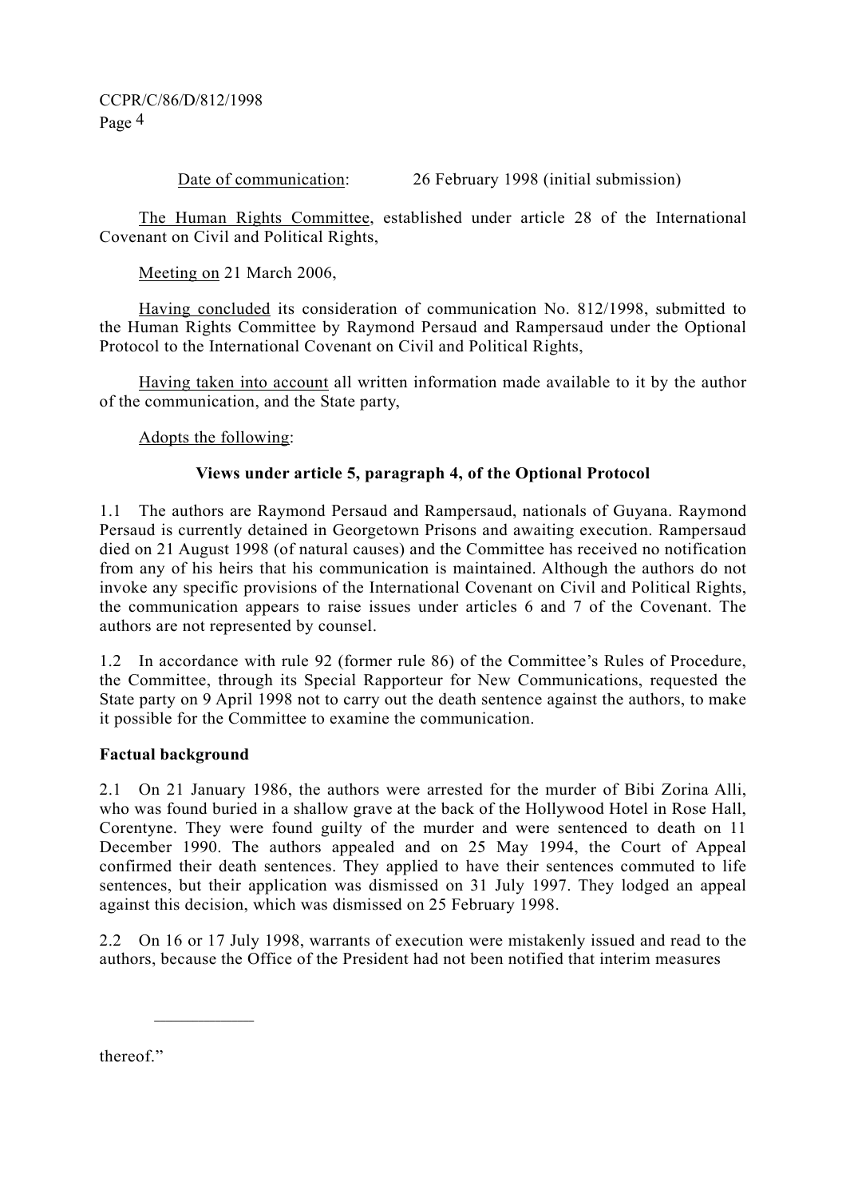Date of communication: 26 February 1998 (initial submission)

The Human Rights Committee, established under article 28 of the International Covenant on Civil and Political Rights,

Meeting on 21 March 2006,

Having concluded its consideration of communication No. 812/1998, submitted to the Human Rights Committee by Raymond Persaud and Rampersaud under the Optional Protocol to the International Covenant on Civil and Political Rights,

Having taken into account all written information made available to it by the author of the communication, and the State party,

Adopts the following:

**Views under article 5, paragraph 4, of the Optional Protocol**

1.1 The authors are Raymond Persaud and Rampersaud, nationals of Guyana. Raymond Persaud is currently detained in Georgetown Prisons and awaiting execution. Rampersaud died on 21 August 1998 (of natural causes) and the Committee has received no notification from any of his heirs that his communication is maintained. Although the authors do not invoke any specific provisions of the International Covenant on Civil and Political Rights, the communication appears to raise issues under articles 6 and 7 of the Covenant. The authors are not represented by counsel.

1.2 In accordance with rule 92 (former rule 86) of the Committee's Rules of Procedure, the Committee, through its Special Rapporteur for New Communications, requested the State party on 9 April 1998 not to carry out the death sentence against the authors, to make it possible for the Committee to examine the communication.

**Factual background**

2.1 On 21 January 1986, the authors were arrested for the murder of Bibi Zorina Alli, who was found buried in a shallow grave at the back of the Hollywood Hotel in Rose Hall, Corentyne. They were found guilty of the murder and were sentenced to death on 11 December 1990. The authors appealed and on 25 May 1994, the Court of Appeal confirmed their death sentences. They applied to have their sentences commuted to life sentences, but their application was dismissed on 31 July 1997. They lodged an appeal against this decision, which was dismissed on 25 February 1998.

2.2 On 16 or 17 July 1998, warrants of execution were mistakenly issued and read to the authors, because the Office of the President had not been notified that interim measures

---

thereof."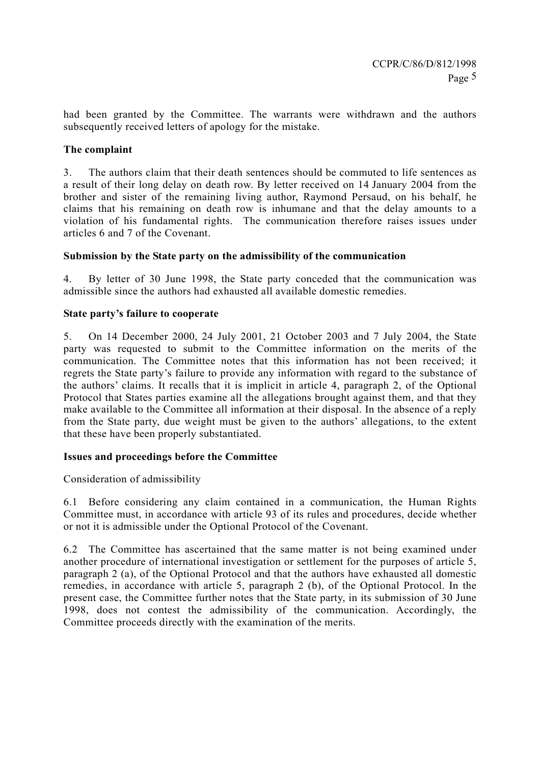had been granted by the Committee. The warrants were withdrawn and the authors subsequently received letters of apology for the mistake.

**The complaint**

3. The authors claim that their death sentences should be commuted to life sentences as a result of their long delay on death row. By letter received on 14 January 2004 from the brother and sister of the remaining living author, Raymond Persaud, on his behalf, he claims that his remaining on death row is inhumane and that the delay amounts to a violation of his fundamental rights. The communication therefore raises issues under articles 6 and 7 of the Covenant.

**Submission by the State party on the admissibility of the communication**

4. By letter of 30 June 1998, the State party conceded that the communication was admissible since the authors had exhausted all available domestic remedies.

**State party's failure to cooperate**

5. On 14 December 2000, 24 July 2001, 21 October 2003 and 7 July 2004, the State party was requested to submit to the Committee information on the merits of the communication. The Committee notes that this information has not been received; it regrets the State party's failure to provide any information with regard to the substance of the authors' claims. It recalls that it is implicit in article 4, paragraph 2, of the Optional Protocol that States parties examine all the allegations brought against them, and that they make available to the Committee all information at their disposal. In the absence of a reply from the State party, due weight must be given to the authors' allegations, to the extent that these have been properly substantiated.

**Issues and proceedings before the Committee**

Consideration of admissibility

6.1 Before considering any claim contained in a communication, the Human Rights Committee must, in accordance with article 93 of its rules and procedures, decide whether or not it is admissible under the Optional Protocol of the Covenant.

6.2 The Committee has ascertained that the same matter is not being examined under another procedure of international investigation or settlement for the purposes of article 5, paragraph 2 (a), of the Optional Protocol and that the authors have exhausted all domestic remedies, in accordance with article 5, paragraph 2 (b), of the Optional Protocol. In the present case, the Committee further notes that the State party, in its submission of 30 June 1998, does not contest the admissibility of the communication. Accordingly, the Committee proceeds directly with the examination of the merits.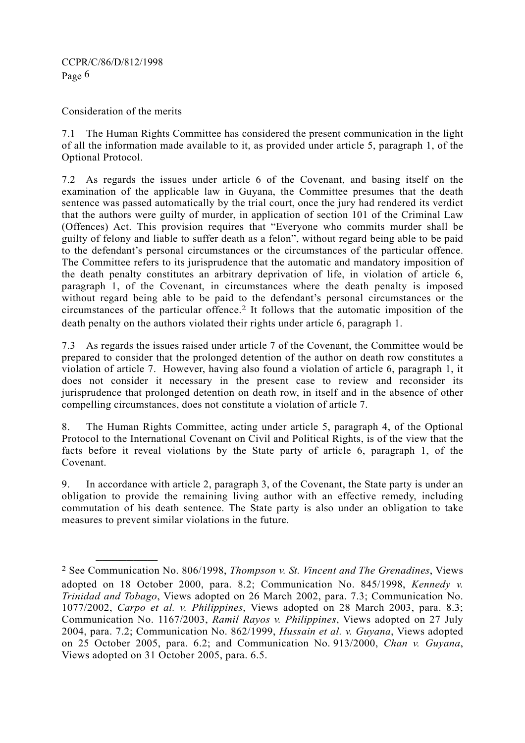Consideration of the merits

7.1 The Human Rights Committee has considered the present communication in the light of all the information made available to it, as provided under article 5, paragraph 1, of the Optional Protocol.

7.2 As regards the issues under article 6 of the Covenant, and basing itself on the examination of the applicable law in Guyana, the Committee presumes that the death sentence was passed automatically by the trial court, once the jury had rendered its verdict that the authors were guilty of murder, in application of section 101 of the Criminal Law (Offences) Act. This provision requires that "Everyone who commits murder shall be guilty of felony and liable to suffer death as a felon", without regard being able to be paid to the defendant's personal circumstances or the circumstances of the particular offence. The Committee refers to its jurisprudence that the automatic and mandatory imposition of the death penalty constitutes an arbitrary deprivation of life, in violation of article 6, paragraph 1, of the Covenant, in circumstances where the death penalty is imposed without regard being able to be paid to the defendant's personal circumstances or the circumstances of the particular offence.[2] It follows that the automatic imposition of the death penalty on the authors violated their rights under article 6, paragraph 1.

7.3 As regards the issues raised under article 7 of the Covenant, the Committee would be prepared to consider that the prolonged detention of the author on death row constitutes a violation of article 7. However, having also found a violation of article 6, paragraph 1, it does not consider it necessary in the present case to review and reconsider its jurisprudence that prolonged detention on death row, in itself and in the absence of other compelling circumstances, does not constitute a violation of article 7.

8. The Human Rights Committee, acting under article 5, paragraph 4, of the Optional Protocol to the International Covenant on Civil and Political Rights, is of the view that the facts before it reveal violations by the State party of article 6, paragraph 1, of the Covenant.

9. In accordance with article 2, paragraph 3, of the Covenant, the State party is under an obligation to provide the remaining living author with an effective remedy, including commutation of his death sentence. The State party is also under an obligation to take measures to prevent similar violations in the future.

---

[2] See Communication No. 806/1998, *Thompson v. St. Vincent and The Grenadines*, Views adopted on 18 October 2000, para. 8.2; Communication No. 845/1998, *Kennedy v. Trinidad and Tobago*, Views adopted on 26 March 2002, para. 7.3; Communication No. 1077/2002, *Carpo et al. v. Philippines*, Views adopted on 28 March 2003, para. 8.3; Communication No. 1167/2003, *Ramil Rayos v. Philippines*, Views adopted on 27 July 2004, para. 7.2; Communication No. 862/1999, *Hussain et al. v. Guyana*, Views adopted on 25 October 2005, para. 6.2; and Communication No. 913/2000, *Chan v. Guyana*, Views adopted on 31 October 2005, para. 6.5.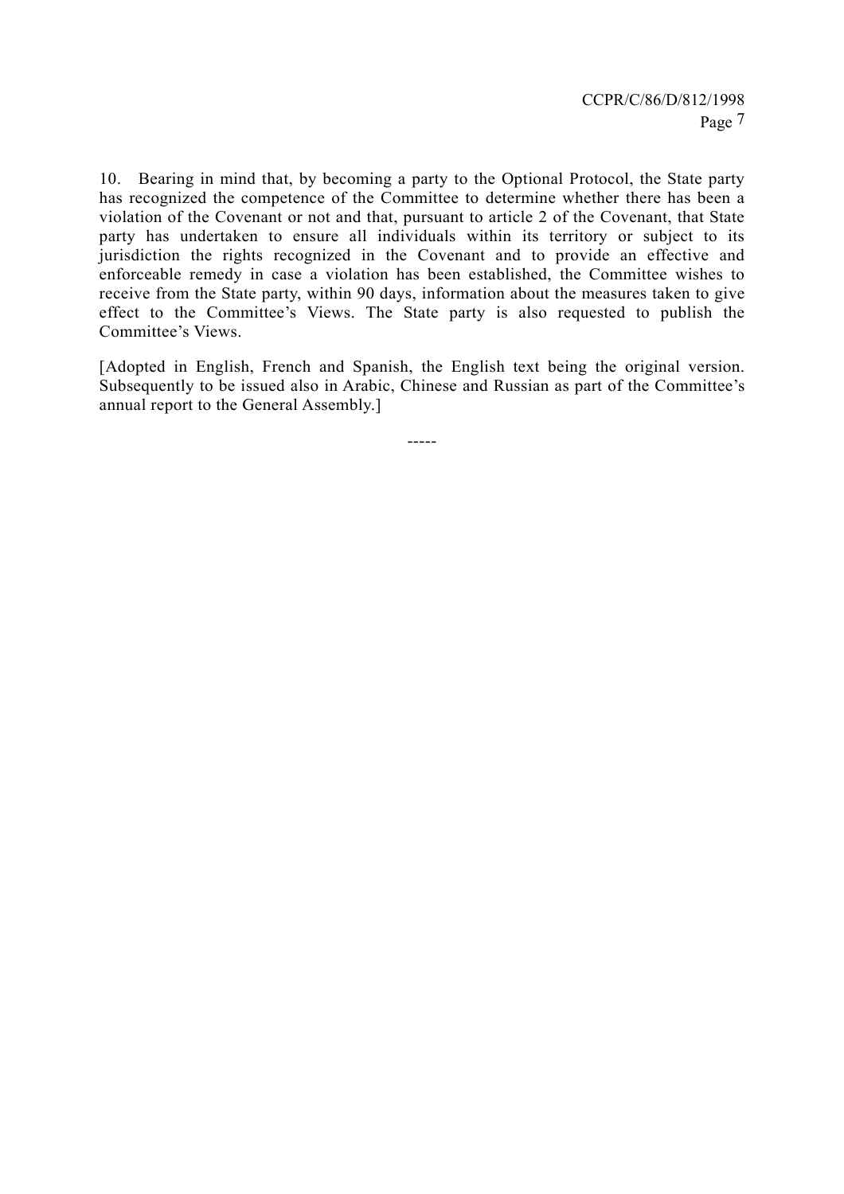10. Bearing in mind that, by becoming a party to the Optional Protocol, the State party has recognized the competence of the Committee to determine whether there has been a violation of the Covenant or not and that, pursuant to article 2 of the Covenant, that State party has undertaken to ensure all individuals within its territory or subject to its jurisdiction the rights recognized in the Covenant and to provide an effective and enforceable remedy in case a violation has been established, the Committee wishes to receive from the State party, within 90 days, information about the measures taken to give effect to the Committee's Views. The State party is also requested to publish the Committee's Views.

[Adopted in English, French and Spanish, the English text being the original version. Subsequently to be issued also in Arabic, Chinese and Russian as part of the Committee's annual report to the General Assembly.]

-----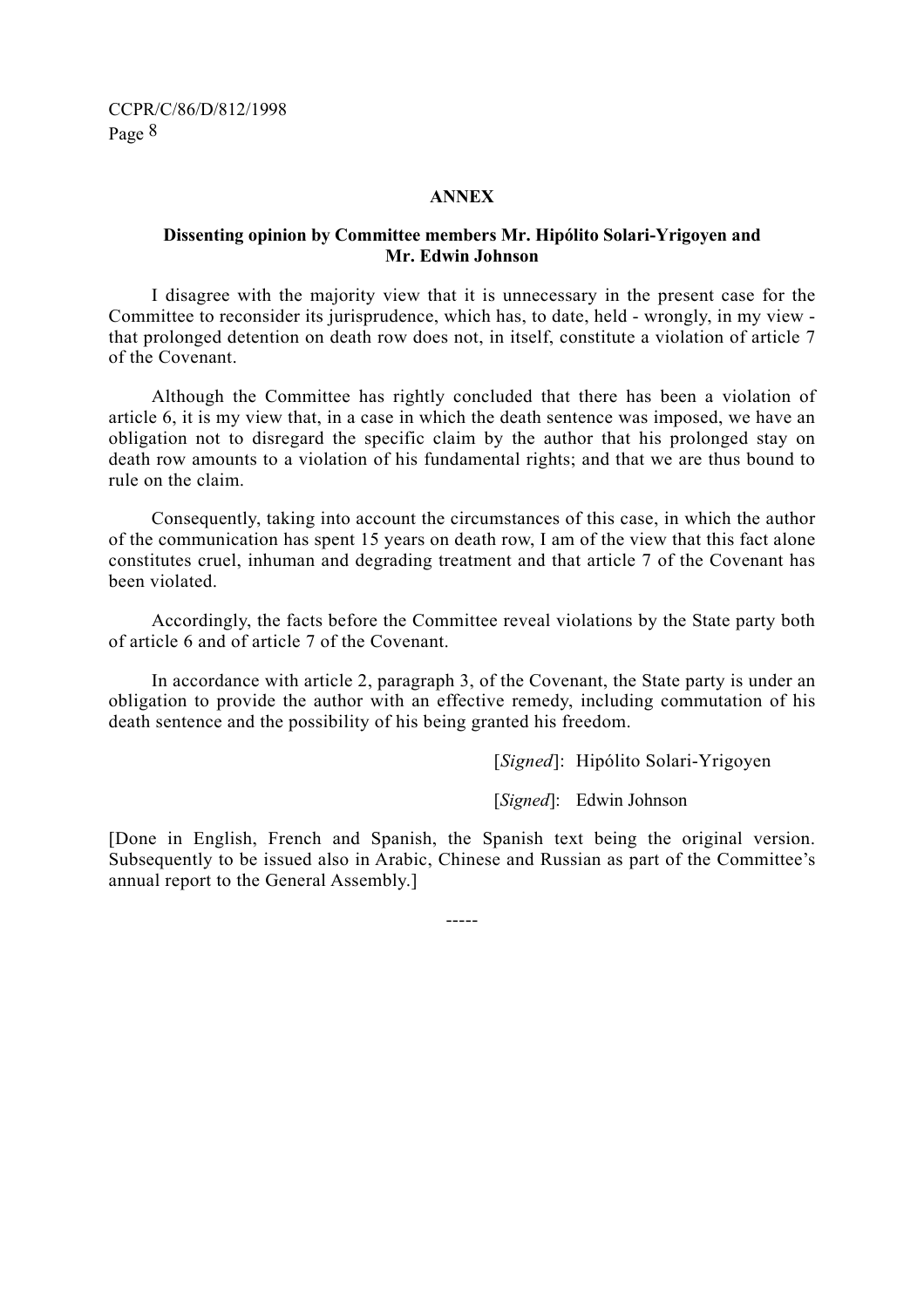**ANNEX**

**Dissenting opinion by Committee members Mr. Hipólito Solari-Yrigoyen and Mr. Edwin Johnson**

I disagree with the majority view that it is unnecessary in the present case for the Committee to reconsider its jurisprudence, which has, to date, held - wrongly, in my view - that prolonged detention on death row does not, in itself, constitute a violation of article 7 of the Covenant.

Although the Committee has rightly concluded that there has been a violation of article 6, it is my view that, in a case in which the death sentence was imposed, we have an obligation not to disregard the specific claim by the author that his prolonged stay on death row amounts to a violation of his fundamental rights; and that we are thus bound to rule on the claim.

Consequently, taking into account the circumstances of this case, in which the author of the communication has spent 15 years on death row, I am of the view that this fact alone constitutes cruel, inhuman and degrading treatment and that article 7 of the Covenant has been violated.

Accordingly, the facts before the Committee reveal violations by the State party both of article 6 and of article 7 of the Covenant.

In accordance with article 2, paragraph 3, of the Covenant, the State party is under an obligation to provide the author with an effective remedy, including commutation of his death sentence and the possibility of his being granted his freedom.

[*Signed*]: Hipólito Solari-Yrigoyen

[*Signed*]: Edwin Johnson

[Done in English, French and Spanish, the Spanish text being the original version. Subsequently to be issued also in Arabic, Chinese and Russian as part of the Committee's annual report to the General Assembly.]

-----